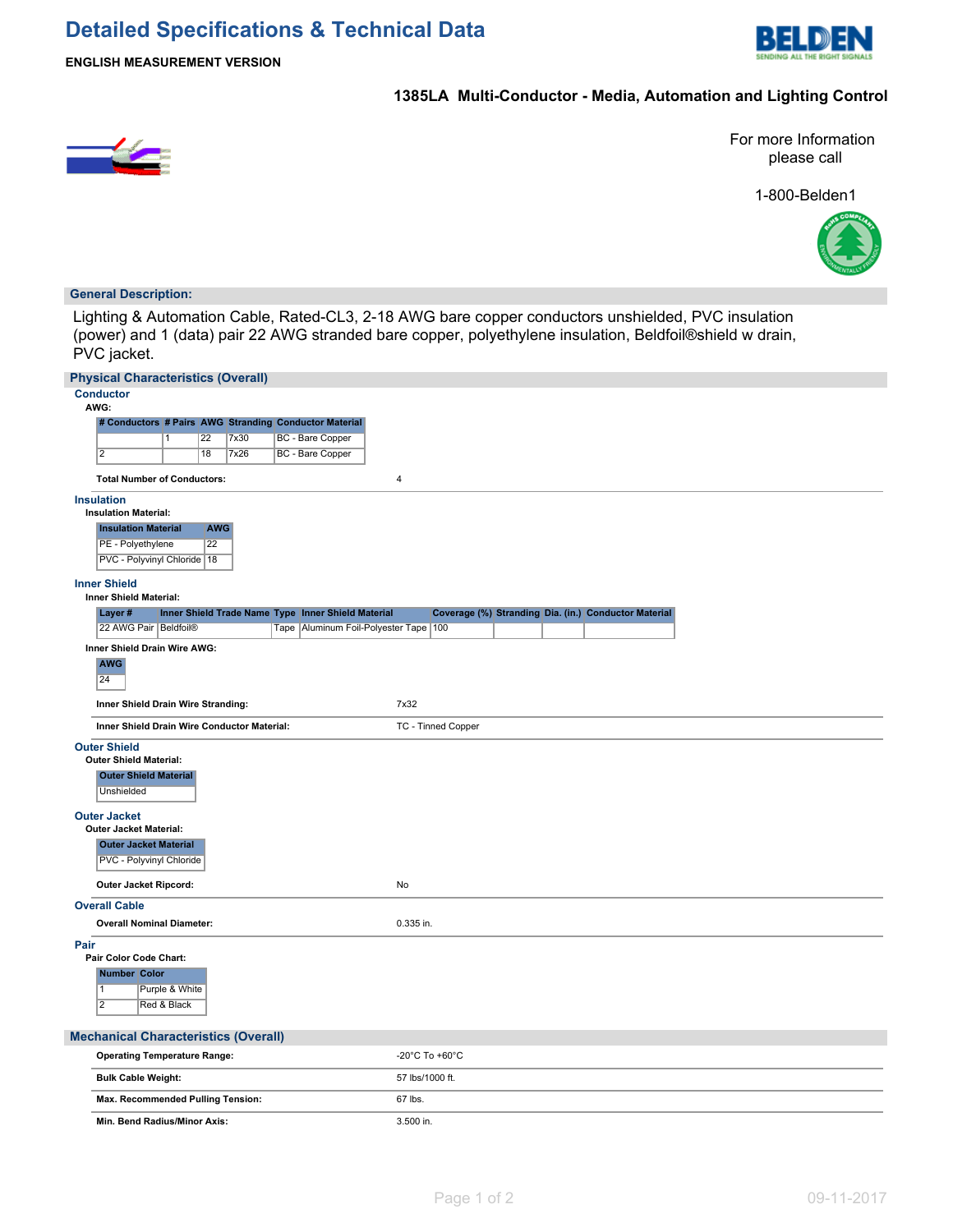# Detailed Specifications & Technical Data

**ENGLISH MEASUREMENT VERSION**

## 1385LA Multi-Conductor - Media, Automation and Lighting Control

For more Information please call

1-800-Belden1

## General Description:

Lighting & Automation Cable, Rated-CL3, 2-18 AWG bare copper conductors unshielded, PVC insulation (power) and 1 (data) pair 22 AWG stranded bare copper, polyethylene insulation, Beldfoil®shield w drain, PVC jacket.

## Physical Characteristics (Overall)

### Conductor

**AWG:**

| # Conductors | # Pairs | AWG | Stranding | Conductor Material |
|---|---|---|---|---|
| | 1 | 22 | 7x30 | BC - Bare Copper |
| 2 | | 18 | 7x26 | BC - Bare Copper |

**Total Number of Conductors:** 4

### Insulation

**Insulation Material:**

| Insulation Material | AWG |
|---|---|
| PE - Polyethylene | 22 |
| PVC - Polyvinyl Chloride | 18 |

### Inner Shield

**Inner Shield Material:**

| Layer # | Inner Shield Trade Name | Type | Inner Shield Material | Coverage (%) | Stranding | Dia. (in.) | Conductor Material |
|---|---|---|---|---|---|---|---|
| 22 AWG Pair | Beldfoil® | Tape | Aluminum Foil-Polyester Tape | 100 | | | |

**Inner Shield Drain Wire AWG:**

| AWG |
|---|
| 24 |

**Inner Shield Drain Wire Stranding:** 7x32

**Inner Shield Drain Wire Conductor Material:** TC - Tinned Copper

### Outer Shield

**Outer Shield Material:**

| Outer Shield Material |
|---|
| Unshielded |

### Outer Jacket

**Outer Jacket Material:**

| Outer Jacket Material |
|---|
| PVC - Polyvinyl Chloride |

**Outer Jacket Ripcord:** No

### Overall Cable

**Overall Nominal Diameter:** 0.335 in.

### Pair

**Pair Color Code Chart:**

| Number | Color |
|---|---|
| 1 | Purple & White |
| 2 | Red & Black |

## Mechanical Characteristics (Overall)

**Operating Temperature Range:** -20°C To +60°C

**Bulk Cable Weight:** 57 lbs/1000 ft.

**Max. Recommended Pulling Tension:** 67 lbs.

**Min. Bend Radius/Minor Axis:** 3.500 in.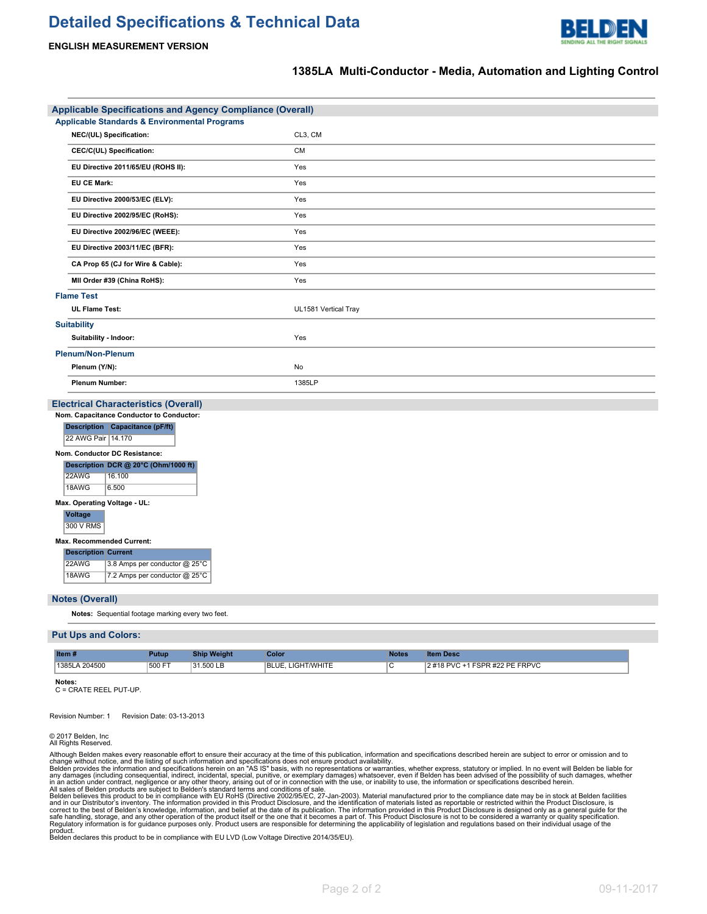# Detailed Specifications & Technical Data

**ENGLISH MEASUREMENT VERSION**

### 1385LA Multi-Conductor - Media, Automation and Lighting Control

## Applicable Specifications and Agency Compliance (Overall)

### Applicable Standards & Environmental Programs

| | |
|---|---|
| **NEC/(UL) Specification:** | CL3, CM |
| **CEC/C(UL) Specification:** | CM |
| **EU Directive 2011/65/EU (ROHS II):** | Yes |
| **EU CE Mark:** | Yes |
| **EU Directive 2000/53/EC (ELV):** | Yes |
| **EU Directive 2002/95/EC (RoHS):** | Yes |
| **EU Directive 2002/96/EC (WEEE):** | Yes |
| **EU Directive 2003/11/EC (BFR):** | Yes |
| **CA Prop 65 (CJ for Wire & Cable):** | Yes |
| **MII Order #39 (China RoHS):** | Yes |

### Flame Test

| | |
|---|---|
| **UL Flame Test:** | UL1581 Vertical Tray |

### Suitability

| | |
|---|---|
| **Suitability - Indoor:** | Yes |

### Plenum/Non-Plenum

| | |
|---|---|
| **Plenum (Y/N):** | No |
| **Plenum Number:** | 1385LP |

## Electrical Characteristics (Overall)

**Nom. Capacitance Conductor to Conductor:**

| Description | Capacitance (pF/ft) |
|---|---|
| 22 AWG Pair | 14.170 |

**Nom. Conductor DC Resistance:**

| Description | DCR @ 20°C (Ohm/1000 ft) |
|---|---|
| 22AWG | 16.100 |
| 18AWG | 6.500 |

**Max. Operating Voltage - UL:**

| Voltage |
|---|
| 300 V RMS |

**Max. Recommended Current:**

| Description | Current |
|---|---|
| 22AWG | 3.8 Amps per conductor @ 25°C |
| 18AWG | 7.2 Amps per conductor @ 25°C |

## Notes (Overall)

**Notes:** Sequential footage marking every two feet.

## Put Ups and Colors:

| Item # | Putup | Ship Weight | Color | Notes | Item Desc |
|---|---|---|---|---|---|
| 1385LA 204500 | 500 FT | 31.500 LB | BLUE, LIGHT/WHITE | C | 2 #18 PVC +1 FSPR #22 PE FRPVC |

**Notes:**
C = CRATE REEL PUT-UP.

Revision Number: 1 Revision Date: 03-13-2013

© 2017 Belden, Inc
All Rights Reserved.

Although Belden makes every reasonable effort to ensure their accuracy at the time of this publication, information and specifications described herein are subject to error or omission and to change without notice, and the listing of such information and specifications does not ensure product availability.
Belden provides the information and specifications herein on an "AS IS" basis, with no representations or warranties, whether express, statutory or implied. In no event will Belden be liable for any damages (including consequential, indirect, incidental, special, punitive, or exemplary damages) whatsoever, even if Belden has been advised of the possibility of such damages, whether in an action under contract, negligence or any other theory, arising out of or in connection with the use, or inability to use, the information or specifications described herein.
All sales of Belden products are subject to Belden's standard terms and conditions of sale.
Belden believes this product to be in compliance with EU RoHS (Directive 2002/95/EC, 27-Jan-2003). Material manufactured prior to the compliance date may be in stock at Belden facilities and in our Distributor's inventory. The information provided in this Product Disclosure, and the identification of materials listed as reportable or restricted within the Product Disclosure, is correct to the best of Belden's knowledge, information, and belief at the date of its publication. The information provided in this Product Disclosure is designed only as a general guide for the safe handling, storage, and any other operation of the product itself or the one that it becomes a part of. This Product Disclosure is not to be considered a warranty or quality specification. Regulatory information is for guidance purposes only. Product users are responsible for determining the applicability of legislation and regulations based on their individual usage of the product.
Belden declares this product to be in compliance with EU LVD (Low Voltage Directive 2014/35/EU).